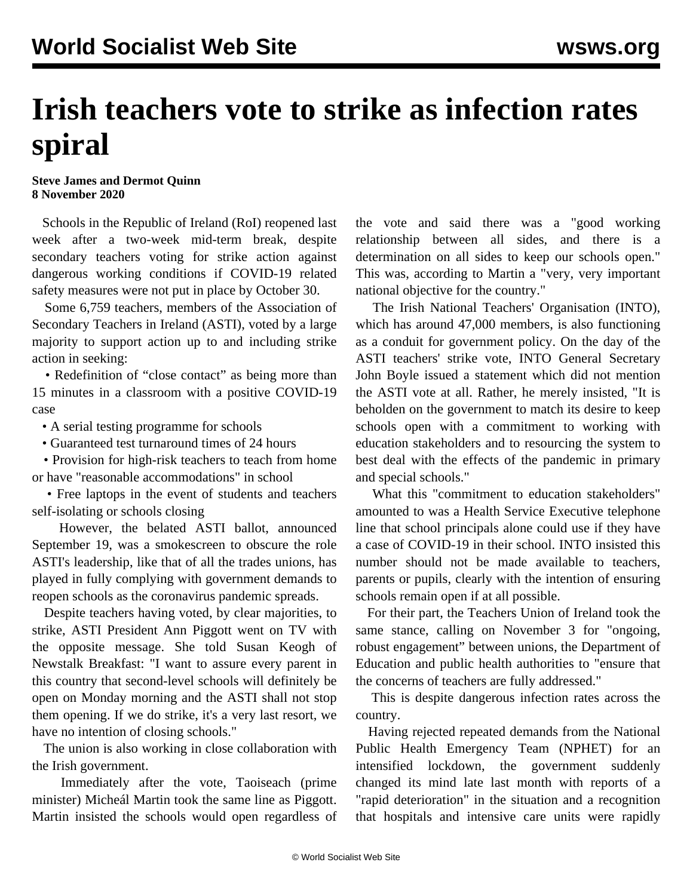# Irish teachers vote to strike as infection rates spiral

**Steve James and Dermot Quinn**
**8 November 2020**

Schools in the Republic of Ireland (RoI) reopened last week after a two-week mid-term break, despite secondary teachers voting for strike action against dangerous working conditions if COVID-19 related safety measures were not put in place by October 30.

Some 6,759 teachers, members of the Association of Secondary Teachers in Ireland (ASTI), voted by a large majority to support action up to and including strike action in seeking:

- Redefinition of "close contact" as being more than 15 minutes in a classroom with a positive COVID-19 case
- A serial testing programme for schools
- Guaranteed test turnaround times of 24 hours
- Provision for high-risk teachers to teach from home or have "reasonable accommodations" in school
- Free laptops in the event of students and teachers self-isolating or schools closing

However, the belated ASTI ballot, announced September 19, was a smokescreen to obscure the role ASTI's leadership, like that of all the trades unions, has played in fully complying with government demands to reopen schools as the coronavirus pandemic spreads.

Despite teachers having voted, by clear majorities, to strike, ASTI President Ann Piggott went on TV with the opposite message. She told Susan Keogh of Newstalk Breakfast: "I want to assure every parent in this country that second-level schools will definitely be open on Monday morning and the ASTI shall not stop them opening. If we do strike, it's a very last resort, we have no intention of closing schools."

The union is also working in close collaboration with the Irish government.

Immediately after the vote, Taoiseach (prime minister) Micheál Martin took the same line as Piggott. Martin insisted the schools would open regardless of the vote and said there was a "good working relationship between all sides, and there is a determination on all sides to keep our schools open." This was, according to Martin a "very, very important national objective for the country."

The Irish National Teachers' Organisation (INTO), which has around 47,000 members, is also functioning as a conduit for government policy. On the day of the ASTI teachers' strike vote, INTO General Secretary John Boyle issued a statement which did not mention the ASTI vote at all. Rather, he merely insisted, "It is beholden on the government to match its desire to keep schools open with a commitment to working with education stakeholders and to resourcing the system to best deal with the effects of the pandemic in primary and special schools."

What this "commitment to education stakeholders" amounted to was a Health Service Executive telephone line that school principals alone could use if they have a case of COVID-19 in their school. INTO insisted this number should not be made available to teachers, parents or pupils, clearly with the intention of ensuring schools remain open if at all possible.

For their part, the Teachers Union of Ireland took the same stance, calling on November 3 for "ongoing, robust engagement" between unions, the Department of Education and public health authorities to "ensure that the concerns of teachers are fully addressed."

This is despite dangerous infection rates across the country.

Having rejected repeated demands from the National Public Health Emergency Team (NPHET) for an intensified lockdown, the government suddenly changed its mind late last month with reports of a "rapid deterioration" in the situation and a recognition that hospitals and intensive care units were rapidly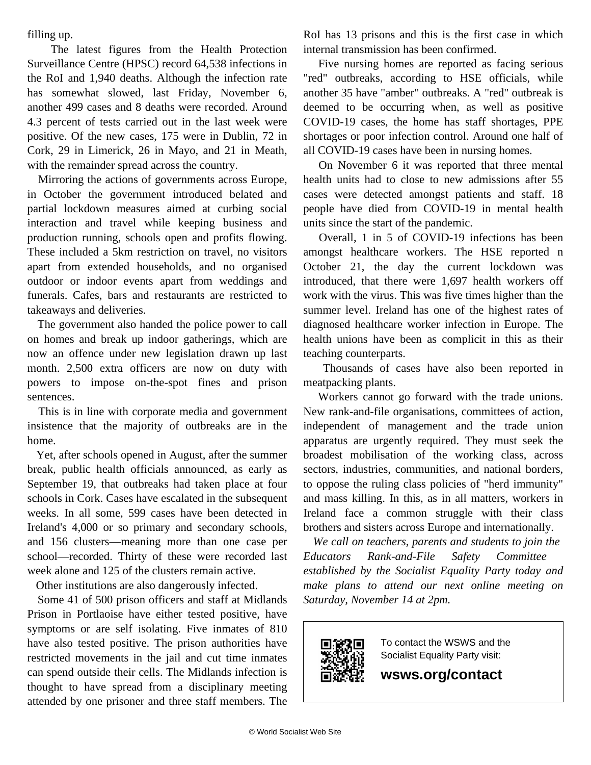filling up.

The latest figures from the Health Protection Surveillance Centre (HPSC) record 64,538 infections in the RoI and 1,940 deaths. Although the infection rate has somewhat slowed, last Friday, November 6, another 499 cases and 8 deaths were recorded. Around 4.3 percent of tests carried out in the last week were positive. Of the new cases, 175 were in Dublin, 72 in Cork, 29 in Limerick, 26 in Mayo, and 21 in Meath, with the remainder spread across the country.

Mirroring the actions of governments across Europe, in October the government introduced belated and partial lockdown measures aimed at curbing social interaction and travel while keeping business and production running, schools open and profits flowing. These included a 5km restriction on travel, no visitors apart from extended households, and no organised outdoor or indoor events apart from weddings and funerals. Cafes, bars and restaurants are restricted to takeaways and deliveries.

The government also handed the police power to call on homes and break up indoor gatherings, which are now an offence under new legislation drawn up last month. 2,500 extra officers are now on duty with powers to impose on-the-spot fines and prison sentences.

This is in line with corporate media and government insistence that the majority of outbreaks are in the home.

Yet, after schools opened in August, after the summer break, public health officials announced, as early as September 19, that outbreaks had taken place at four schools in Cork. Cases have escalated in the subsequent weeks. In all some, 599 cases have been detected in Ireland's 4,000 or so primary and secondary schools, and 156 clusters—meaning more than one case per school—recorded. Thirty of these were recorded last week alone and 125 of the clusters remain active.

Other institutions are also dangerously infected.

Some 41 of 500 prison officers and staff at Midlands Prison in Portlaoise have either tested positive, have symptoms or are self isolating. Five inmates of 810 have also tested positive. The prison authorities have restricted movements in the jail and cut time inmates can spend outside their cells. The Midlands infection is thought to have spread from a disciplinary meeting attended by one prisoner and three staff members. The RoI has 13 prisons and this is the first case in which internal transmission has been confirmed.

Five nursing homes are reported as facing serious "red" outbreaks, according to HSE officials, while another 35 have "amber" outbreaks. A "red" outbreak is deemed to be occurring when, as well as positive COVID-19 cases, the home has staff shortages, PPE shortages or poor infection control. Around one half of all COVID-19 cases have been in nursing homes.

On November 6 it was reported that three mental health units had to close to new admissions after 55 cases were detected amongst patients and staff. 18 people have died from COVID-19 in mental health units since the start of the pandemic.

Overall, 1 in 5 of COVID-19 infections has been amongst healthcare workers. The HSE reported n October 21, the day the current lockdown was introduced, that there were 1,697 health workers off work with the virus. This was five times higher than the summer level. Ireland has one of the highest rates of diagnosed healthcare worker infection in Europe. The health unions have been as complicit in this as their teaching counterparts.

Thousands of cases have also been reported in meatpacking plants.

Workers cannot go forward with the trade unions. New rank-and-file organisations, committees of action, independent of management and the trade union apparatus are urgently required. They must seek the broadest mobilisation of the working class, across sectors, industries, communities, and national borders, to oppose the ruling class policies of "herd immunity" and mass killing. In this, as in all matters, workers in Ireland face a common struggle with their class brothers and sisters across Europe and internationally.

*We call on teachers, parents and students to join the Educators Rank-and-File Safety Committee established by the Socialist Equality Party today and make plans to attend our next online meeting on Saturday, November 14 at 2pm.*

To contact the WSWS and the Socialist Equality Party visit:

**wsws.org/contact**